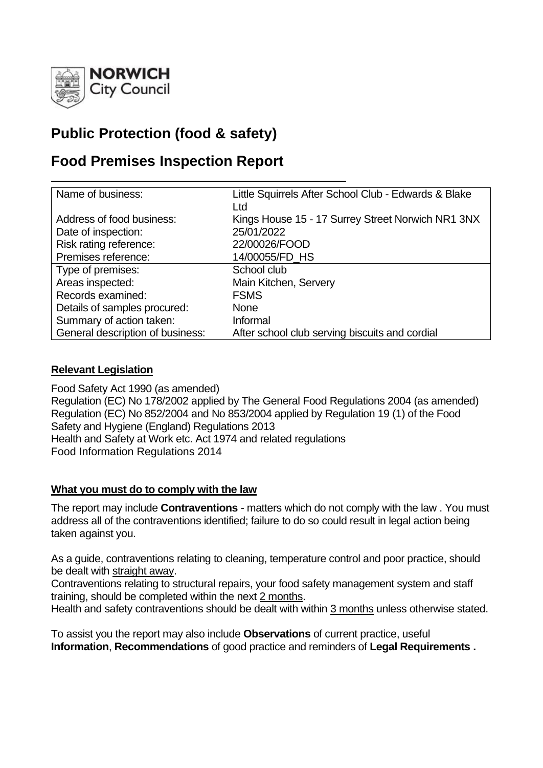# Public Protection (food & safety)

# Food Premises Inspection Report

| Name of business: | Little Squirrels After School Club - Edwards & Blake Ltd |
|---|---|
| Address of food business: | Kings House 15 - 17 Surrey Street Norwich NR1 3NX |
| Date of inspection: | 25/01/2022 |
| Risk rating reference: | 22/00026/FOOD |
| Premises reference: | 14/00055/FD_HS |
| Type of premises: | School club |
| Areas inspected: | Main Kitchen, Servery |
| Records examined: | FSMS |
| Details of samples procured: | None |
| Summary of action taken: | Informal |
| General description of business: | After school club serving biscuits and cordial |

## Relevant Legislation

Food Safety Act 1990 (as amended)
Regulation (EC) No 178/2002 applied by The General Food Regulations 2004 (as amended)
Regulation (EC) No 852/2004 and No 853/2004 applied by Regulation 19 (1) of the Food Safety and Hygiene (England) Regulations 2013
Health and Safety at Work etc. Act 1974 and related regulations
Food Information Regulations 2014

## What you must do to comply with the law

The report may include **Contraventions** - matters which do not comply with the law . You must address all of the contraventions identified; failure to do so could result in legal action being taken against you.

As a guide, contraventions relating to cleaning, temperature control and poor practice, should be dealt with straight away.
Contraventions relating to structural repairs, your food safety management system and staff training, should be completed within the next 2 months.
Health and safety contraventions should be dealt with within 3 months unless otherwise stated.

To assist you the report may also include **Observations** of current practice, useful **Information**, **Recommendations** of good practice and reminders of **Legal Requirements .**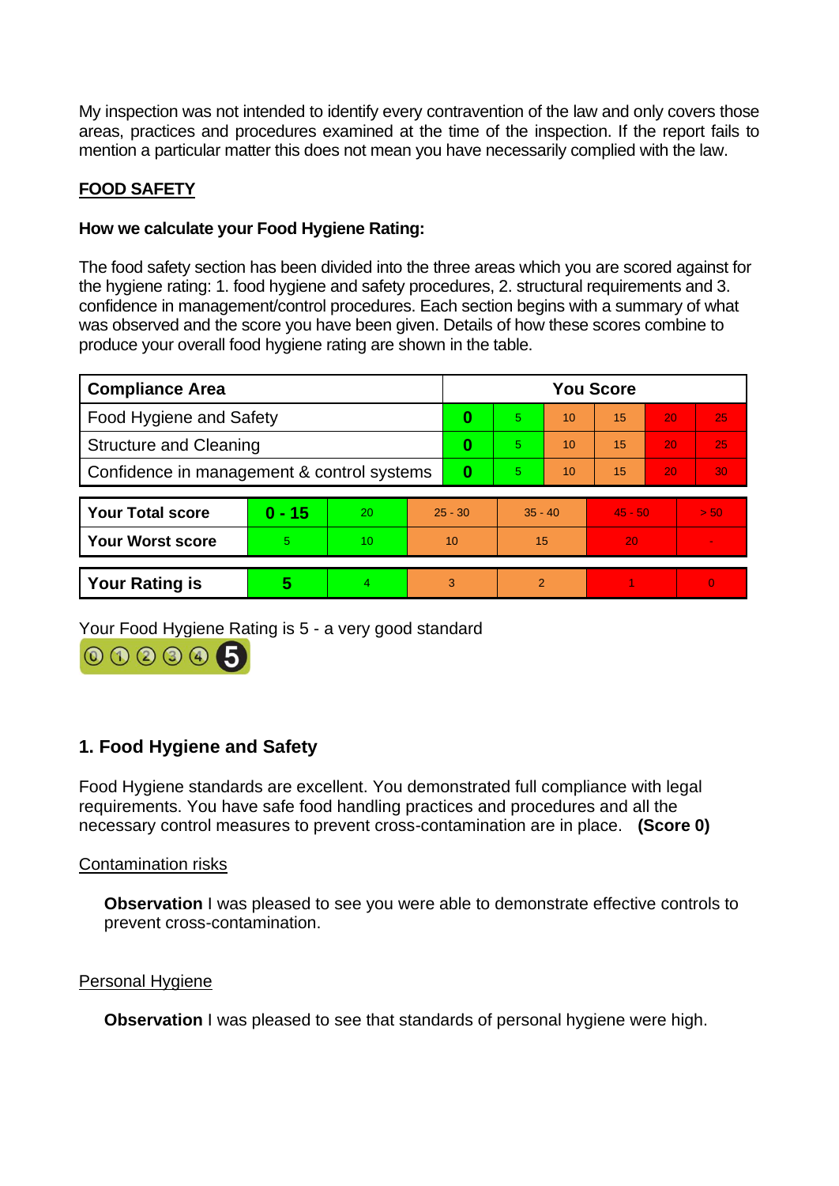My inspection was not intended to identify every contravention of the law and only covers those areas, practices and procedures examined at the time of the inspection. If the report fails to mention a particular matter this does not mean you have necessarily complied with the law.

**FOOD SAFETY**

**How we calculate your Food Hygiene Rating:**

The food safety section has been divided into the three areas which you are scored against for the hygiene rating: 1. food hygiene and safety procedures, 2. structural requirements and 3. confidence in management/control procedures. Each section begins with a summary of what was observed and the score you have been given. Details of how these scores combine to produce your overall food hygiene rating are shown in the table.

| Compliance Area | You Score | | | | | |
|---|---|---|---|---|---|---|
| Food Hygiene and Safety | **0** | 5 | 10 | 15 | 20 | 25 |
| Structure and Cleaning | **0** | 5 | 10 | 15 | 20 | 25 |
| Confidence in management & control systems | **0** | 5 | 10 | 15 | 20 | 30 |

| | | | | | | |
|---|---|---|---|---|---|---|
| **Your Total score** | **0 - 15** | 20 | 25 - 30 | 35 - 40 | 45 - 50 | > 50 |
| **Your Worst score** | 5 | 10 | 10 | 15 | 20 | - |

| | | | | | | |
|---|---|---|---|---|---|---|
| **Your Rating is** | **5** | 4 | 3 | 2 | 1 | 0 |

Your Food Hygiene Rating is 5 - a very good standard

## 1. Food Hygiene and Safety

Food Hygiene standards are excellent. You demonstrated full compliance with legal requirements. You have safe food handling practices and procedures and all the necessary control measures to prevent cross-contamination are in place. **(Score 0)**

Contamination risks

**Observation** I was pleased to see you were able to demonstrate effective controls to prevent cross-contamination.

Personal Hygiene

**Observation** I was pleased to see that standards of personal hygiene were high.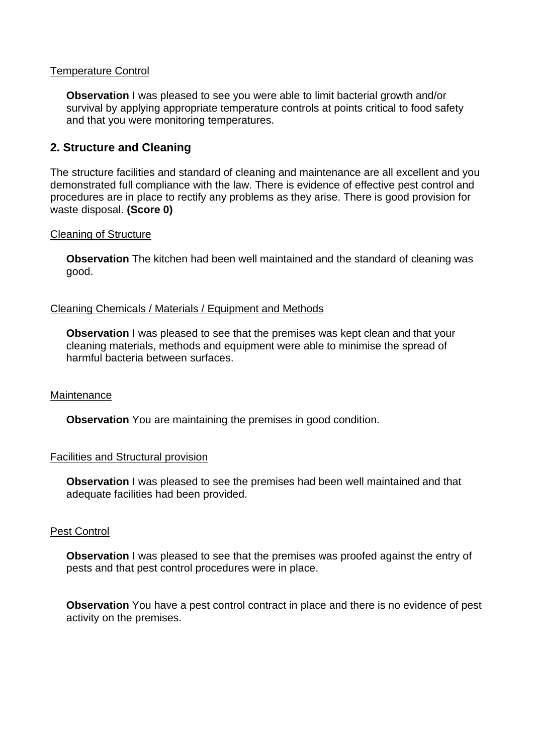Temperature Control

**Observation** I was pleased to see you were able to limit bacterial growth and/or survival by applying appropriate temperature controls at points critical to food safety and that you were monitoring temperatures.

## 2. Structure and Cleaning

The structure facilities and standard of cleaning and maintenance are all excellent and you demonstrated full compliance with the law. There is evidence of effective pest control and procedures are in place to rectify any problems as they arise. There is good provision for waste disposal. **(Score 0)**

Cleaning of Structure

**Observation** The kitchen had been well maintained and the standard of cleaning was good.

Cleaning Chemicals / Materials / Equipment and Methods

**Observation** I was pleased to see that the premises was kept clean and that your cleaning materials, methods and equipment were able to minimise the spread of harmful bacteria between surfaces.

Maintenance

**Observation** You are maintaining the premises in good condition.

Facilities and Structural provision

**Observation** I was pleased to see the premises had been well maintained and that adequate facilities had been provided.

Pest Control

**Observation** I was pleased to see that the premises was proofed against the entry of pests and that pest control procedures were in place.

**Observation** You have a pest control contract in place and there is no evidence of pest activity on the premises.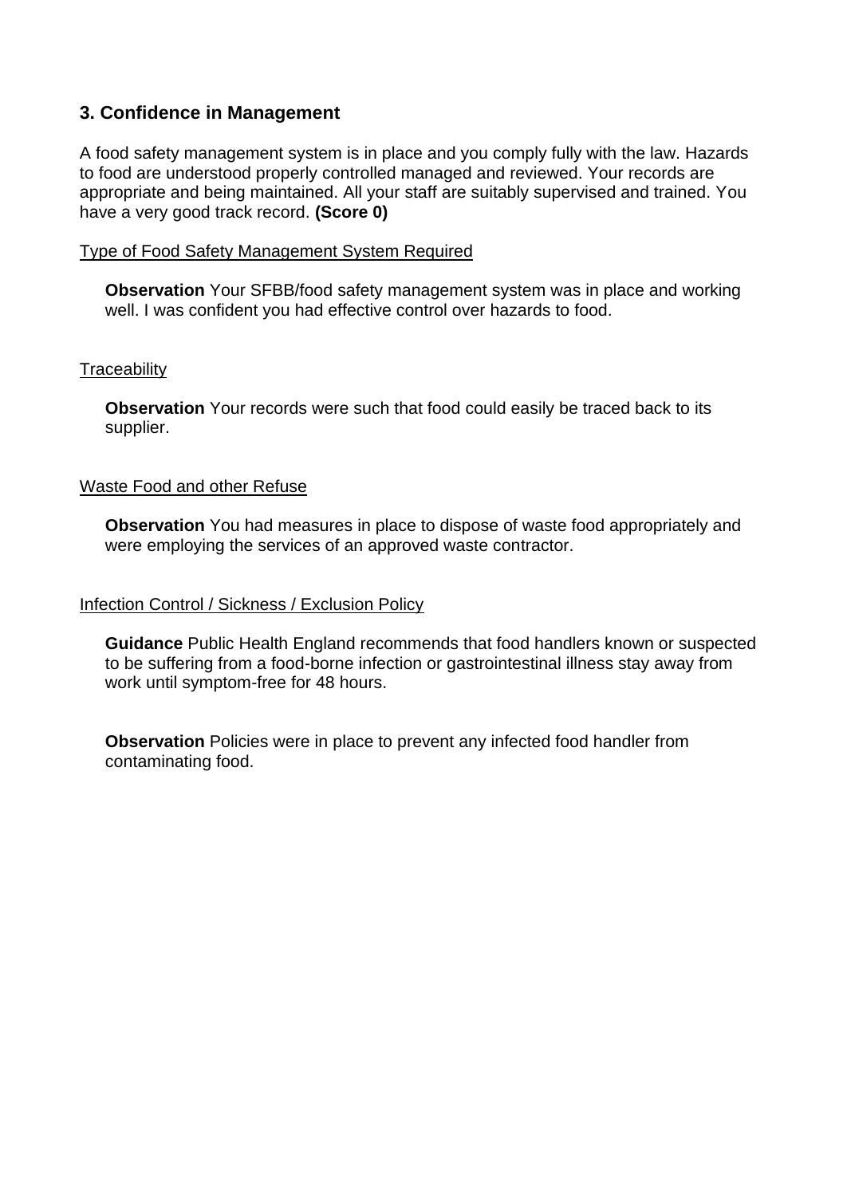### 3. Confidence in Management

A food safety management system is in place and you comply fully with the law. Hazards to food are understood properly controlled managed and reviewed. Your records are appropriate and being maintained. All your staff are suitably supervised and trained. You have a very good track record. **(Score 0)**

<u>Type of Food Safety Management System Required</u>

**Observation** Your SFBB/food safety management system was in place and working well. I was confident you had effective control over hazards to food.

<u>Traceability</u>

**Observation** Your records were such that food could easily be traced back to its supplier.

<u>Waste Food and other Refuse</u>

**Observation** You had measures in place to dispose of waste food appropriately and were employing the services of an approved waste contractor.

<u>Infection Control / Sickness / Exclusion Policy</u>

**Guidance** Public Health England recommends that food handlers known or suspected to be suffering from a food-borne infection or gastrointestinal illness stay away from work until symptom-free for 48 hours.

**Observation** Policies were in place to prevent any infected food handler from contaminating food.